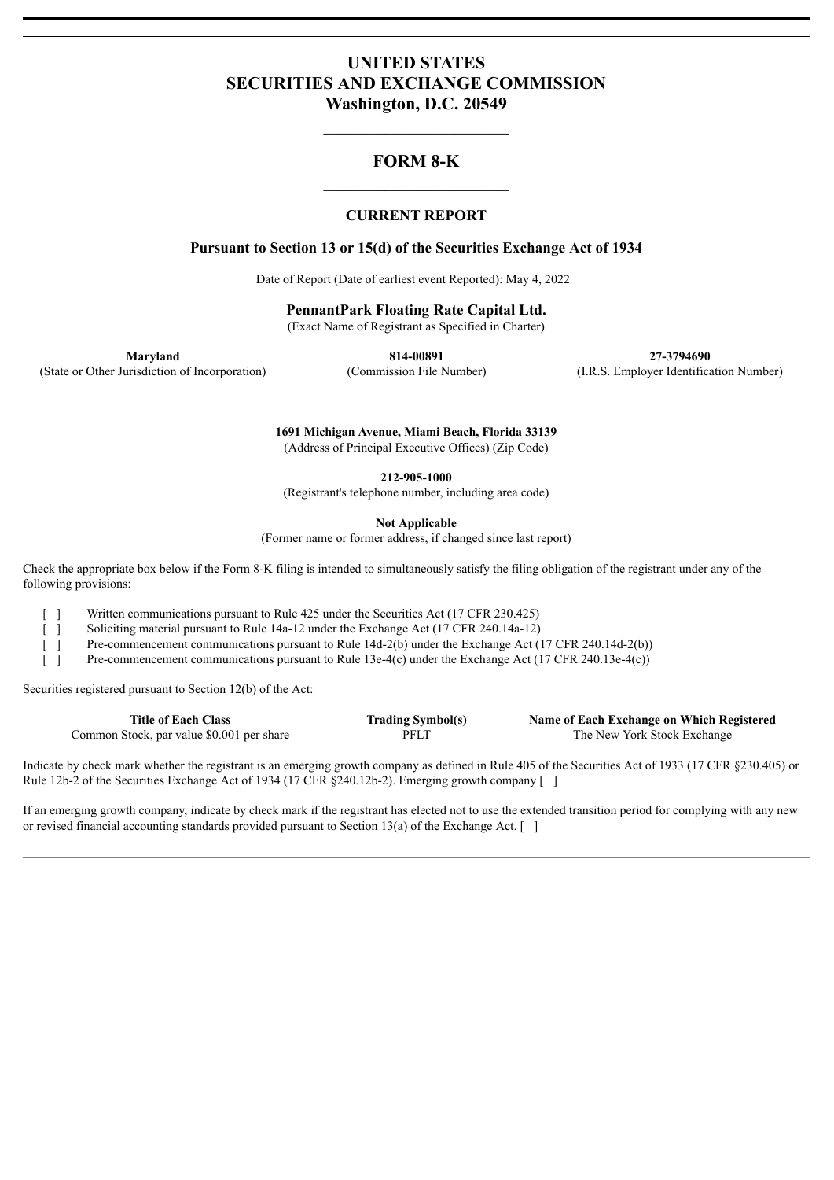# UNITED STATES
# SECURITIES AND EXCHANGE COMMISSION
# Washington, D.C. 20549

---

## FORM 8-K

---

### CURRENT REPORT

**Pursuant to Section 13 or 15(d) of the Securities Exchange Act of 1934**

Date of Report (Date of earliest event Reported): May 4, 2022

**PennantPark Floating Rate Capital Ltd.**
(Exact Name of Registrant as Specified in Charter)

| **Maryland** | **814-00891** | **27-3794690** |
|---|---|---|
| (State or Other Jurisdiction of Incorporation) | (Commission File Number) | (I.R.S. Employer Identification Number) |

**1691 Michigan Avenue, Miami Beach, Florida 33139**
(Address of Principal Executive Offices) (Zip Code)

**212-905-1000**
(Registrant's telephone number, including area code)

**Not Applicable**
(Former name or former address, if changed since last report)

Check the appropriate box below if the Form 8-K filing is intended to simultaneously satisfy the filing obligation of the registrant under any of the following provisions:

[ ] Written communications pursuant to Rule 425 under the Securities Act (17 CFR 230.425)
[ ] Soliciting material pursuant to Rule 14a-12 under the Exchange Act (17 CFR 240.14a-12)
[ ] Pre-commencement communications pursuant to Rule 14d-2(b) under the Exchange Act (17 CFR 240.14d-2(b))
[ ] Pre-commencement communications pursuant to Rule 13e-4(c) under the Exchange Act (17 CFR 240.13e-4(c))

Securities registered pursuant to Section 12(b) of the Act:

| Title of Each Class | Trading Symbol(s) | Name of Each Exchange on Which Registered |
|---|---|---|
| Common Stock, par value $0.001 per share | PFLT | The New York Stock Exchange |

Indicate by check mark whether the registrant is an emerging growth company as defined in Rule 405 of the Securities Act of 1933 (17 CFR §230.405) or Rule 12b-2 of the Securities Exchange Act of 1934 (17 CFR §240.12b-2). Emerging growth company [ ]

If an emerging growth company, indicate by check mark if the registrant has elected not to use the extended transition period for complying with any new or revised financial accounting standards provided pursuant to Section 13(a) of the Exchange Act. [ ]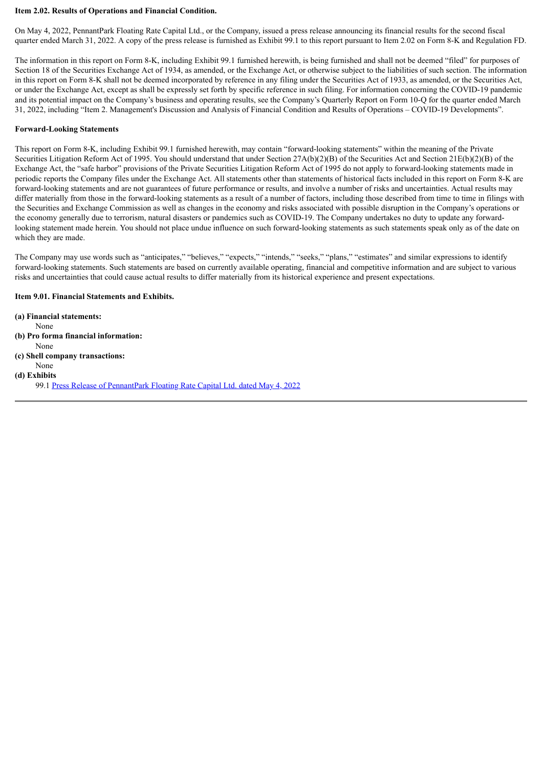**Item 2.02. Results of Operations and Financial Condition.**

On May 4, 2022, PennantPark Floating Rate Capital Ltd., or the Company, issued a press release announcing its financial results for the second fiscal quarter ended March 31, 2022. A copy of the press release is furnished as Exhibit 99.1 to this report pursuant to Item 2.02 on Form 8-K and Regulation FD.

The information in this report on Form 8-K, including Exhibit 99.1 furnished herewith, is being furnished and shall not be deemed "filed" for purposes of Section 18 of the Securities Exchange Act of 1934, as amended, or the Exchange Act, or otherwise subject to the liabilities of such section. The information in this report on Form 8-K shall not be deemed incorporated by reference in any filing under the Securities Act of 1933, as amended, or the Securities Act, or under the Exchange Act, except as shall be expressly set forth by specific reference in such filing. For information concerning the COVID-19 pandemic and its potential impact on the Company's business and operating results, see the Company's Quarterly Report on Form 10-Q for the quarter ended March 31, 2022, including "Item 2. Management's Discussion and Analysis of Financial Condition and Results of Operations – COVID-19 Developments".

**Forward-Looking Statements**

This report on Form 8-K, including Exhibit 99.1 furnished herewith, may contain "forward-looking statements" within the meaning of the Private Securities Litigation Reform Act of 1995. You should understand that under Section 27A(b)(2)(B) of the Securities Act and Section 21E(b)(2)(B) of the Exchange Act, the "safe harbor" provisions of the Private Securities Litigation Reform Act of 1995 do not apply to forward-looking statements made in periodic reports the Company files under the Exchange Act. All statements other than statements of historical facts included in this report on Form 8-K are forward-looking statements and are not guarantees of future performance or results, and involve a number of risks and uncertainties. Actual results may differ materially from those in the forward-looking statements as a result of a number of factors, including those described from time to time in filings with the Securities and Exchange Commission as well as changes in the economy and risks associated with possible disruption in the Company's operations or the economy generally due to terrorism, natural disasters or pandemics such as COVID-19. The Company undertakes no duty to update any forward-looking statement made herein. You should not place undue influence on such forward-looking statements as such statements speak only as of the date on which they are made.

The Company may use words such as "anticipates," "believes," "expects," "intends," "seeks," "plans," "estimates" and similar expressions to identify forward-looking statements. Such statements are based on currently available operating, financial and competitive information and are subject to various risks and uncertainties that could cause actual results to differ materially from its historical experience and present expectations.

**Item 9.01. Financial Statements and Exhibits.**

**(a) Financial statements:**
None

**(b) Pro forma financial information:**
None

**(c) Shell company transactions:**
None

**(d) Exhibits**
99.1 Press Release of PennantPark Floating Rate Capital Ltd. dated May 4, 2022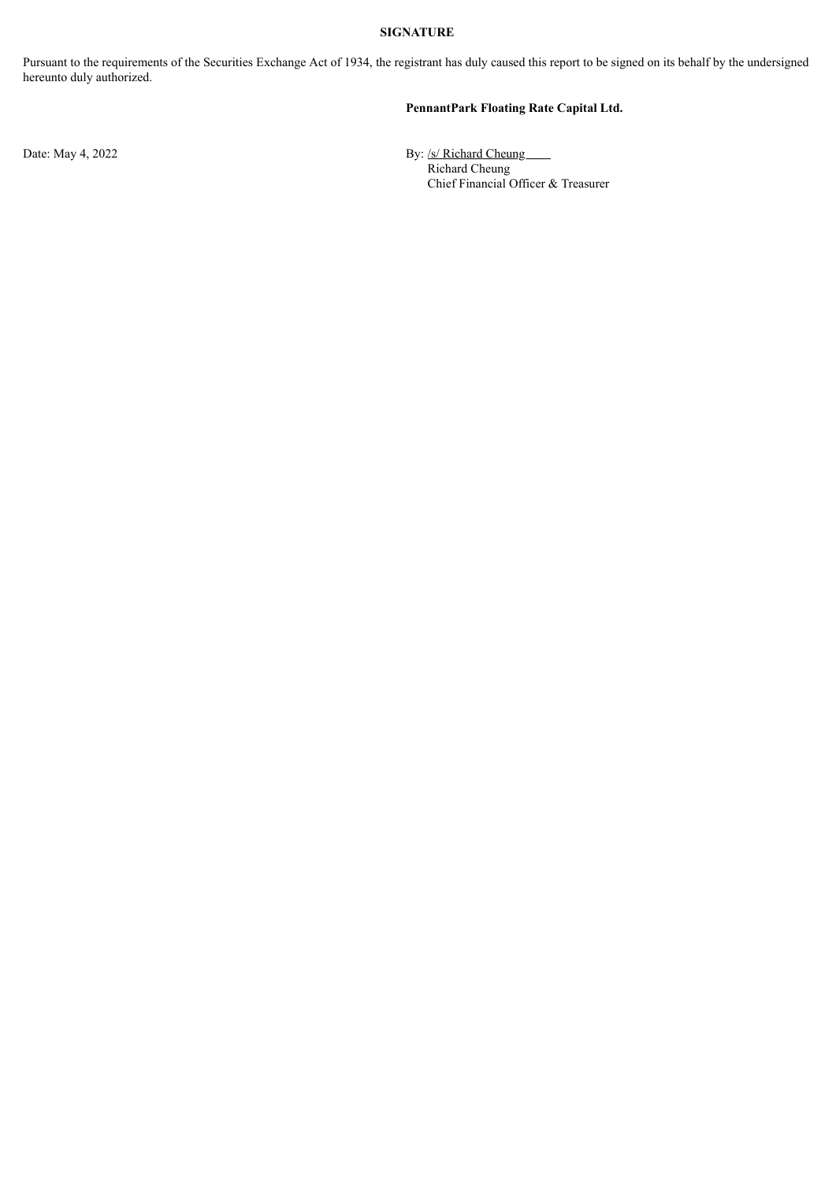**SIGNATURE**

Pursuant to the requirements of the Securities Exchange Act of 1934, the registrant has duly caused this report to be signed on its behalf by the undersigned hereunto duly authorized.

**PennantPark Floating Rate Capital Ltd.**

Date: May 4, 2022

By: /s/ Richard Cheung
Richard Cheung
Chief Financial Officer & Treasurer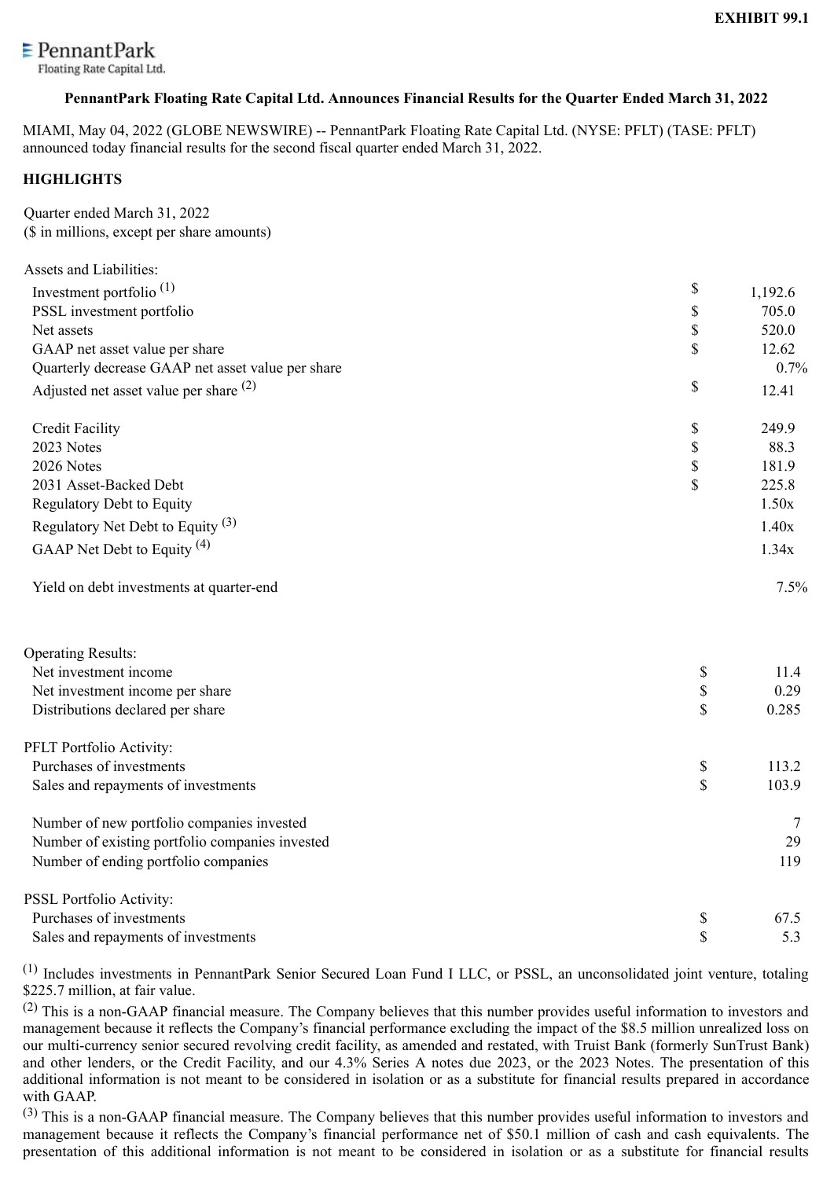**EXHIBIT 99.1**

PennantPark Floating Rate Capital Ltd.

**PennantPark Floating Rate Capital Ltd. Announces Financial Results for the Quarter Ended March 31, 2022**

MIAMI, May 04, 2022 (GLOBE NEWSWIRE) -- PennantPark Floating Rate Capital Ltd. (NYSE: PFLT) (TASE: PFLT) announced today financial results for the second fiscal quarter ended March 31, 2022.

## HIGHLIGHTS

Quarter ended March 31, 2022
($ in millions, except per share amounts)

| | | |
|---|---|---|
| **Assets and Liabilities:** | | |
| Investment portfolio [(1)] | $ | 1,192.6 |
| PSSL investment portfolio | $ | 705.0 |
| Net assets | $ | 520.0 |
| GAAP net asset value per share | $ | 12.62 |
| Quarterly decrease GAAP net asset value per share | | 0.7% |
| Adjusted net asset value per share [(2)] | $ | 12.41 |
| | | |
| Credit Facility | $ | 249.9 |
| 2023 Notes | $ | 88.3 |
| 2026 Notes | $ | 181.9 |
| 2031 Asset-Backed Debt | $ | 225.8 |
| Regulatory Debt to Equity | | 1.50x |
| Regulatory Net Debt to Equity [(3)] | | 1.40x |
| GAAP Net Debt to Equity [(4)] | | 1.34x |
| | | |
| Yield on debt investments at quarter-end | | 7.5% |
| | | |
| **Operating Results:** | | |
| Net investment income | $ | 11.4 |
| Net investment income per share | $ | 0.29 |
| Distributions declared per share | $ | 0.285 |
| | | |
| **PFLT Portfolio Activity:** | | |
| Purchases of investments | $ | 113.2 |
| Sales and repayments of investments | $ | 103.9 |
| | | |
| Number of new portfolio companies invested | | 7 |
| Number of existing portfolio companies invested | | 29 |
| Number of ending portfolio companies | | 119 |
| | | |
| **PSSL Portfolio Activity:** | | |
| Purchases of investments | $ | 67.5 |
| Sales and repayments of investments | $ | 5.3 |

(1) Includes investments in PennantPark Senior Secured Loan Fund I LLC, or PSSL, an unconsolidated joint venture, totaling $225.7 million, at fair value.

(2) This is a non-GAAP financial measure. The Company believes that this number provides useful information to investors and management because it reflects the Company's financial performance excluding the impact of the $8.5 million unrealized loss on our multi-currency senior secured revolving credit facility, as amended and restated, with Truist Bank (formerly SunTrust Bank) and other lenders, or the Credit Facility, and our 4.3% Series A notes due 2023, or the 2023 Notes. The presentation of this additional information is not meant to be considered in isolation or as a substitute for financial results prepared in accordance with GAAP.

(3) This is a non-GAAP financial measure. The Company believes that this number provides useful information to investors and management because it reflects the Company's financial performance net of $50.1 million of cash and cash equivalents. The presentation of this additional information is not meant to be considered in isolation or as a substitute for financial results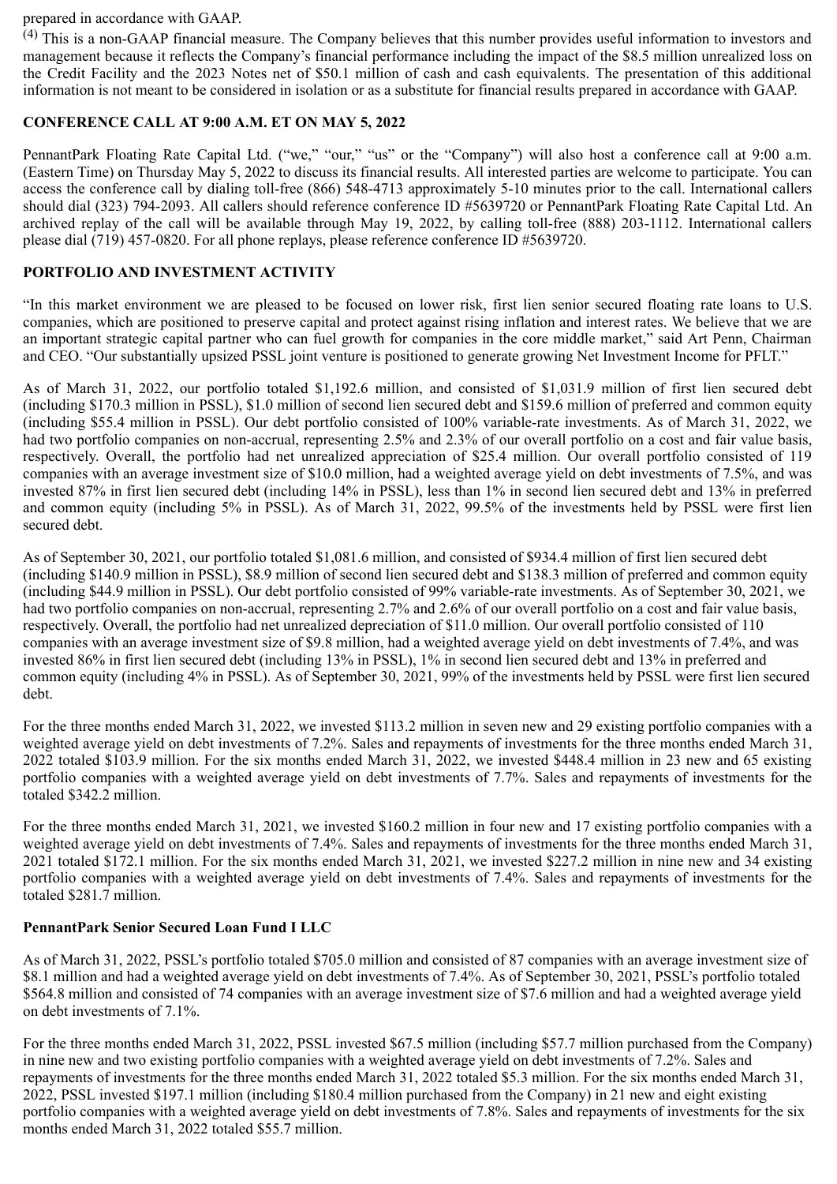prepared in accordance with GAAP.

[4] This is a non-GAAP financial measure. The Company believes that this number provides useful information to investors and management because it reflects the Company's financial performance including the impact of the $8.5 million unrealized loss on the Credit Facility and the 2023 Notes net of $50.1 million of cash and cash equivalents. The presentation of this additional information is not meant to be considered in isolation or as a substitute for financial results prepared in accordance with GAAP.

## CONFERENCE CALL AT 9:00 A.M. ET ON MAY 5, 2022

PennantPark Floating Rate Capital Ltd. ("we," "our," "us" or the "Company") will also host a conference call at 9:00 a.m. (Eastern Time) on Thursday May 5, 2022 to discuss its financial results. All interested parties are welcome to participate. You can access the conference call by dialing toll-free (866) 548-4713 approximately 5-10 minutes prior to the call. International callers should dial (323) 794-2093. All callers should reference conference ID #5639720 or PennantPark Floating Rate Capital Ltd. An archived replay of the call will be available through May 19, 2022, by calling toll-free (888) 203-1112. International callers please dial (719) 457-0820. For all phone replays, please reference conference ID #5639720.

## PORTFOLIO AND INVESTMENT ACTIVITY

"In this market environment we are pleased to be focused on lower risk, first lien senior secured floating rate loans to U.S. companies, which are positioned to preserve capital and protect against rising inflation and interest rates. We believe that we are an important strategic capital partner who can fuel growth for companies in the core middle market," said Art Penn, Chairman and CEO. "Our substantially upsized PSSL joint venture is positioned to generate growing Net Investment Income for PFLT."

As of March 31, 2022, our portfolio totaled $1,192.6 million, and consisted of $1,031.9 million of first lien secured debt (including $170.3 million in PSSL), $1.0 million of second lien secured debt and $159.6 million of preferred and common equity (including $55.4 million in PSSL). Our debt portfolio consisted of 100% variable-rate investments. As of March 31, 2022, we had two portfolio companies on non-accrual, representing 2.5% and 2.3% of our overall portfolio on a cost and fair value basis, respectively. Overall, the portfolio had net unrealized appreciation of $25.4 million. Our overall portfolio consisted of 119 companies with an average investment size of $10.0 million, had a weighted average yield on debt investments of 7.5%, and was invested 87% in first lien secured debt (including 14% in PSSL), less than 1% in second lien secured debt and 13% in preferred and common equity (including 5% in PSSL). As of March 31, 2022, 99.5% of the investments held by PSSL were first lien secured debt.

As of September 30, 2021, our portfolio totaled $1,081.6 million, and consisted of $934.4 million of first lien secured debt (including $140.9 million in PSSL), $8.9 million of second lien secured debt and $138.3 million of preferred and common equity (including $44.9 million in PSSL). Our debt portfolio consisted of 99% variable-rate investments. As of September 30, 2021, we had two portfolio companies on non-accrual, representing 2.7% and 2.6% of our overall portfolio on a cost and fair value basis, respectively. Overall, the portfolio had net unrealized depreciation of $11.0 million. Our overall portfolio consisted of 110 companies with an average investment size of $9.8 million, had a weighted average yield on debt investments of 7.4%, and was invested 86% in first lien secured debt (including 13% in PSSL), 1% in second lien secured debt and 13% in preferred and common equity (including 4% in PSSL). As of September 30, 2021, 99% of the investments held by PSSL were first lien secured debt.

For the three months ended March 31, 2022, we invested $113.2 million in seven new and 29 existing portfolio companies with a weighted average yield on debt investments of 7.2%. Sales and repayments of investments for the three months ended March 31, 2022 totaled $103.9 million. For the six months ended March 31, 2022, we invested $448.4 million in 23 new and 65 existing portfolio companies with a weighted average yield on debt investments of 7.7%. Sales and repayments of investments for the totaled $342.2 million.

For the three months ended March 31, 2021, we invested $160.2 million in four new and 17 existing portfolio companies with a weighted average yield on debt investments of 7.4%. Sales and repayments of investments for the three months ended March 31, 2021 totaled $172.1 million. For the six months ended March 31, 2021, we invested $227.2 million in nine new and 34 existing portfolio companies with a weighted average yield on debt investments of 7.4%. Sales and repayments of investments for the totaled $281.7 million.

### PennantPark Senior Secured Loan Fund I LLC

As of March 31, 2022, PSSL's portfolio totaled $705.0 million and consisted of 87 companies with an average investment size of $8.1 million and had a weighted average yield on debt investments of 7.4%. As of September 30, 2021, PSSL's portfolio totaled $564.8 million and consisted of 74 companies with an average investment size of $7.6 million and had a weighted average yield on debt investments of 7.1%.

For the three months ended March 31, 2022, PSSL invested $67.5 million (including $57.7 million purchased from the Company) in nine new and two existing portfolio companies with a weighted average yield on debt investments of 7.2%. Sales and repayments of investments for the three months ended March 31, 2022 totaled $5.3 million. For the six months ended March 31, 2022, PSSL invested $197.1 million (including $180.4 million purchased from the Company) in 21 new and eight existing portfolio companies with a weighted average yield on debt investments of 7.8%. Sales and repayments of investments for the six months ended March 31, 2022 totaled $55.7 million.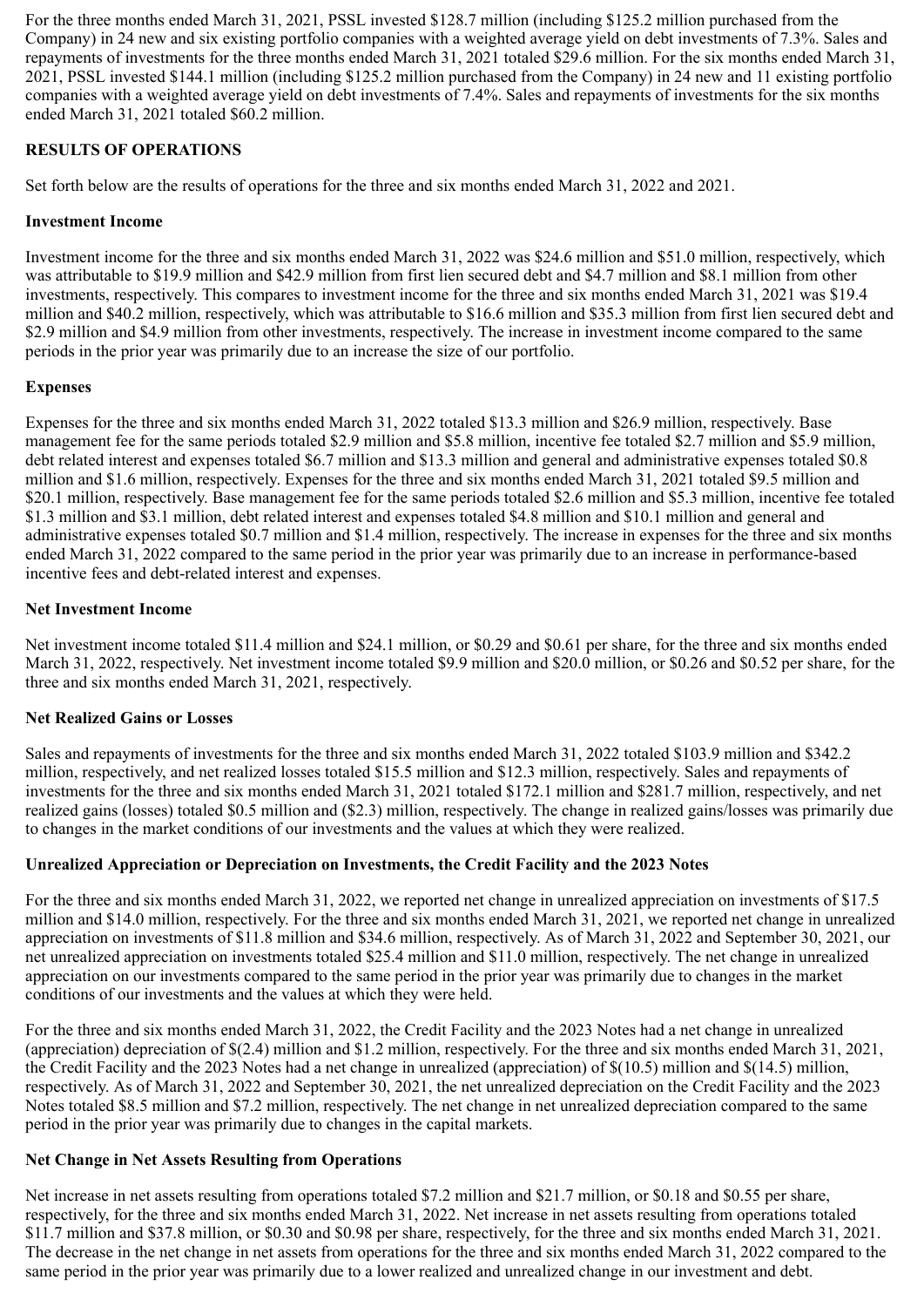For the three months ended March 31, 2021, PSSL invested $128.7 million (including $125.2 million purchased from the Company) in 24 new and six existing portfolio companies with a weighted average yield on debt investments of 7.3%. Sales and repayments of investments for the three months ended March 31, 2021 totaled $29.6 million. For the six months ended March 31, 2021, PSSL invested $144.1 million (including $125.2 million purchased from the Company) in 24 new and 11 existing portfolio companies with a weighted average yield on debt investments of 7.4%. Sales and repayments of investments for the six months ended March 31, 2021 totaled $60.2 million.

**RESULTS OF OPERATIONS**

Set forth below are the results of operations for the three and six months ended March 31, 2022 and 2021.

**Investment Income**

Investment income for the three and six months ended March 31, 2022 was $24.6 million and $51.0 million, respectively, which was attributable to $19.9 million and $42.9 million from first lien secured debt and $4.7 million and $8.1 million from other investments, respectively. This compares to investment income for the three and six months ended March 31, 2021 was $19.4 million and $40.2 million, respectively, which was attributable to $16.6 million and $35.3 million from first lien secured debt and $2.9 million and $4.9 million from other investments, respectively. The increase in investment income compared to the same periods in the prior year was primarily due to an increase the size of our portfolio.

**Expenses**

Expenses for the three and six months ended March 31, 2022 totaled $13.3 million and $26.9 million, respectively. Base management fee for the same periods totaled $2.9 million and $5.8 million, incentive fee totaled $2.7 million and $5.9 million, debt related interest and expenses totaled $6.7 million and $13.3 million and general and administrative expenses totaled $0.8 million and $1.6 million, respectively. Expenses for the three and six months ended March 31, 2021 totaled $9.5 million and $20.1 million, respectively. Base management fee for the same periods totaled $2.6 million and $5.3 million, incentive fee totaled $1.3 million and $3.1 million, debt related interest and expenses totaled $4.8 million and $10.1 million and general and administrative expenses totaled $0.7 million and $1.4 million, respectively. The increase in expenses for the three and six months ended March 31, 2022 compared to the same period in the prior year was primarily due to an increase in performance-based incentive fees and debt-related interest and expenses.

**Net Investment Income**

Net investment income totaled $11.4 million and $24.1 million, or $0.29 and $0.61 per share, for the three and six months ended March 31, 2022, respectively. Net investment income totaled $9.9 million and $20.0 million, or $0.26 and $0.52 per share, for the three and six months ended March 31, 2021, respectively.

**Net Realized Gains or Losses**

Sales and repayments of investments for the three and six months ended March 31, 2022 totaled $103.9 million and $342.2 million, respectively, and net realized losses totaled $15.5 million and $12.3 million, respectively. Sales and repayments of investments for the three and six months ended March 31, 2021 totaled $172.1 million and $281.7 million, respectively, and net realized gains (losses) totaled $0.5 million and ($2.3) million, respectively. The change in realized gains/losses was primarily due to changes in the market conditions of our investments and the values at which they were realized.

**Unrealized Appreciation or Depreciation on Investments, the Credit Facility and the 2023 Notes**

For the three and six months ended March 31, 2022, we reported net change in unrealized appreciation on investments of $17.5 million and $14.0 million, respectively. For the three and six months ended March 31, 2021, we reported net change in unrealized appreciation on investments of $11.8 million and $34.6 million, respectively. As of March 31, 2022 and September 30, 2021, our net unrealized appreciation on investments totaled $25.4 million and $11.0 million, respectively. The net change in unrealized appreciation on our investments compared to the same period in the prior year was primarily due to changes in the market conditions of our investments and the values at which they were held.

For the three and six months ended March 31, 2022, the Credit Facility and the 2023 Notes had a net change in unrealized (appreciation) depreciation of $(2.4) million and $1.2 million, respectively. For the three and six months ended March 31, 2021, the Credit Facility and the 2023 Notes had a net change in unrealized (appreciation) of $(10.5) million and $(14.5) million, respectively. As of March 31, 2022 and September 30, 2021, the net unrealized depreciation on the Credit Facility and the 2023 Notes totaled $8.5 million and $7.2 million, respectively. The net change in net unrealized depreciation compared to the same period in the prior year was primarily due to changes in the capital markets.

**Net Change in Net Assets Resulting from Operations**

Net increase in net assets resulting from operations totaled $7.2 million and $21.7 million, or $0.18 and $0.55 per share, respectively, for the three and six months ended March 31, 2022. Net increase in net assets resulting from operations totaled $11.7 million and $37.8 million, or $0.30 and $0.98 per share, respectively, for the three and six months ended March 31, 2021. The decrease in the net change in net assets from operations for the three and six months ended March 31, 2022 compared to the same period in the prior year was primarily due to a lower realized and unrealized change in our investment and debt.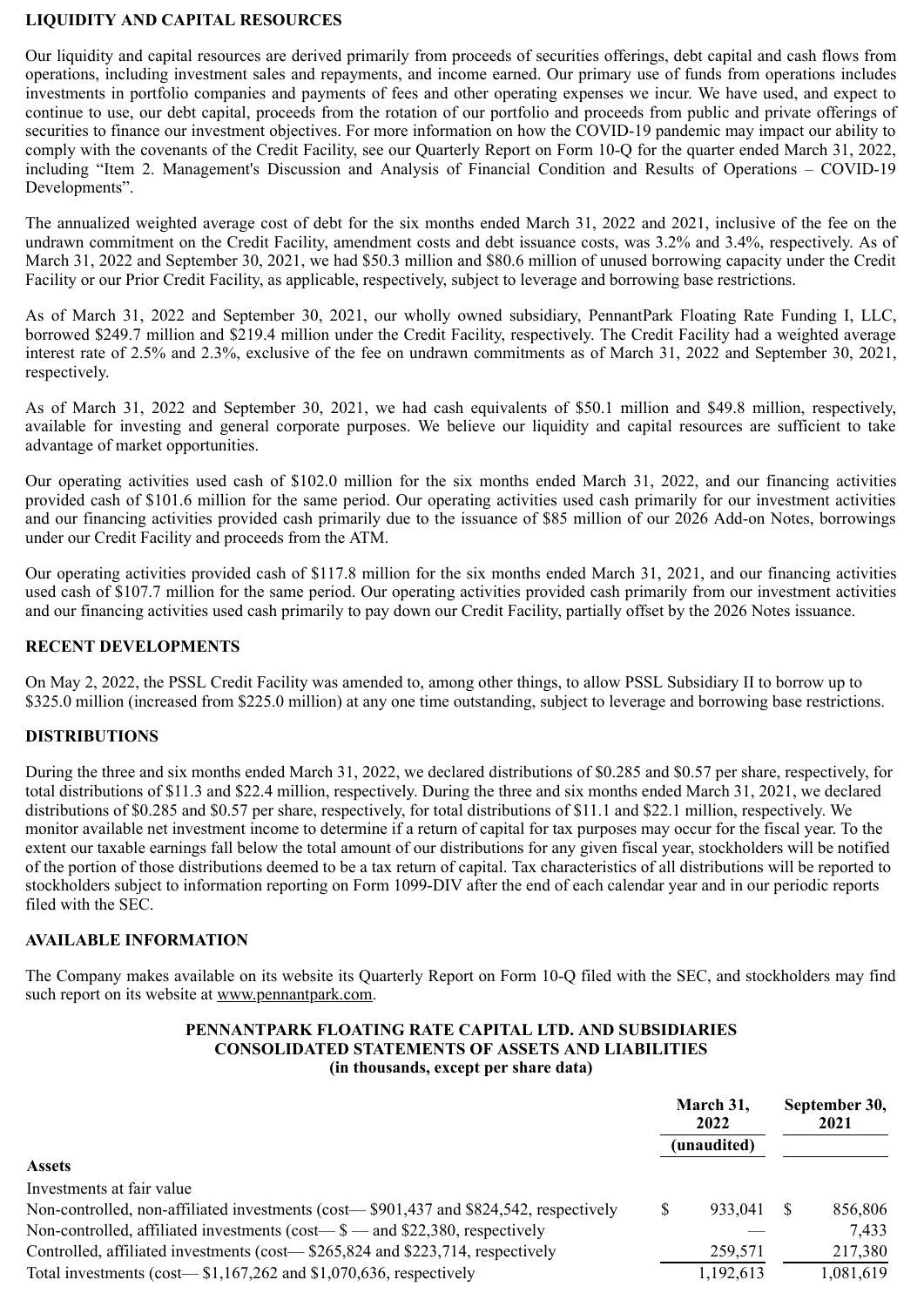## LIQUIDITY AND CAPITAL RESOURCES

Our liquidity and capital resources are derived primarily from proceeds of securities offerings, debt capital and cash flows from operations, including investment sales and repayments, and income earned. Our primary use of funds from operations includes investments in portfolio companies and payments of fees and other operating expenses we incur. We have used, and expect to continue to use, our debt capital, proceeds from the rotation of our portfolio and proceeds from public and private offerings of securities to finance our investment objectives. For more information on how the COVID-19 pandemic may impact our ability to comply with the covenants of the Credit Facility, see our Quarterly Report on Form 10-Q for the quarter ended March 31, 2022, including "Item 2. Management's Discussion and Analysis of Financial Condition and Results of Operations – COVID-19 Developments".

The annualized weighted average cost of debt for the six months ended March 31, 2022 and 2021, inclusive of the fee on the undrawn commitment on the Credit Facility, amendment costs and debt issuance costs, was 3.2% and 3.4%, respectively. As of March 31, 2022 and September 30, 2021, we had $50.3 million and $80.6 million of unused borrowing capacity under the Credit Facility or our Prior Credit Facility, as applicable, respectively, subject to leverage and borrowing base restrictions.

As of March 31, 2022 and September 30, 2021, our wholly owned subsidiary, PennantPark Floating Rate Funding I, LLC, borrowed $249.7 million and $219.4 million under the Credit Facility, respectively. The Credit Facility had a weighted average interest rate of 2.5% and 2.3%, exclusive of the fee on undrawn commitments as of March 31, 2022 and September 30, 2021, respectively.

As of March 31, 2022 and September 30, 2021, we had cash equivalents of $50.1 million and $49.8 million, respectively, available for investing and general corporate purposes. We believe our liquidity and capital resources are sufficient to take advantage of market opportunities.

Our operating activities used cash of $102.0 million for the six months ended March 31, 2022, and our financing activities provided cash of $101.6 million for the same period. Our operating activities used cash primarily for our investment activities and our financing activities provided cash primarily due to the issuance of $85 million of our 2026 Add-on Notes, borrowings under our Credit Facility and proceeds from the ATM.

Our operating activities provided cash of $117.8 million for the six months ended March 31, 2021, and our financing activities used cash of $107.7 million for the same period. Our operating activities provided cash primarily from our investment activities and our financing activities used cash primarily to pay down our Credit Facility, partially offset by the 2026 Notes issuance.

## RECENT DEVELOPMENTS

On May 2, 2022, the PSSL Credit Facility was amended to, among other things, to allow PSSL Subsidiary II to borrow up to $325.0 million (increased from $225.0 million) at any one time outstanding, subject to leverage and borrowing base restrictions.

## DISTRIBUTIONS

During the three and six months ended March 31, 2022, we declared distributions of $0.285 and $0.57 per share, respectively, for total distributions of $11.3 and $22.4 million, respectively. During the three and six months ended March 31, 2021, we declared distributions of $0.285 and $0.57 per share, respectively, for total distributions of $11.1 and $22.1 million, respectively. We monitor available net investment income to determine if a return of capital for tax purposes may occur for the fiscal year. To the extent our taxable earnings fall below the total amount of our distributions for any given fiscal year, stockholders will be notified of the portion of those distributions deemed to be a tax return of capital. Tax characteristics of all distributions will be reported to stockholders subject to information reporting on Form 1099-DIV after the end of each calendar year and in our periodic reports filed with the SEC.

## AVAILABLE INFORMATION

The Company makes available on its website its Quarterly Report on Form 10-Q filed with the SEC, and stockholders may find such report on its website at www.pennantpark.com.

### PENNANTPARK FLOATING RATE CAPITAL LTD. AND SUBSIDIARIES
### CONSOLIDATED STATEMENTS OF ASSETS AND LIABILITIES
### (in thousands, except per share data)

| | March 31, 2022 (unaudited) | September 30, 2021 |
|---|---|---|
| **Assets** | | |
| Investments at fair value | | |
| Non-controlled, non-affiliated investments (cost— $901,437 and $824,542, respectively | $ 933,041 | $ 856,806 |
| Non-controlled, affiliated investments (cost— $ — and $22,380, respectively | — | 7,433 |
| Controlled, affiliated investments (cost— $265,824 and $223,714, respectively | 259,571 | 217,380 |
| Total investments (cost— $1,167,262 and $1,070,636, respectively | 1,192,613 | 1,081,619 |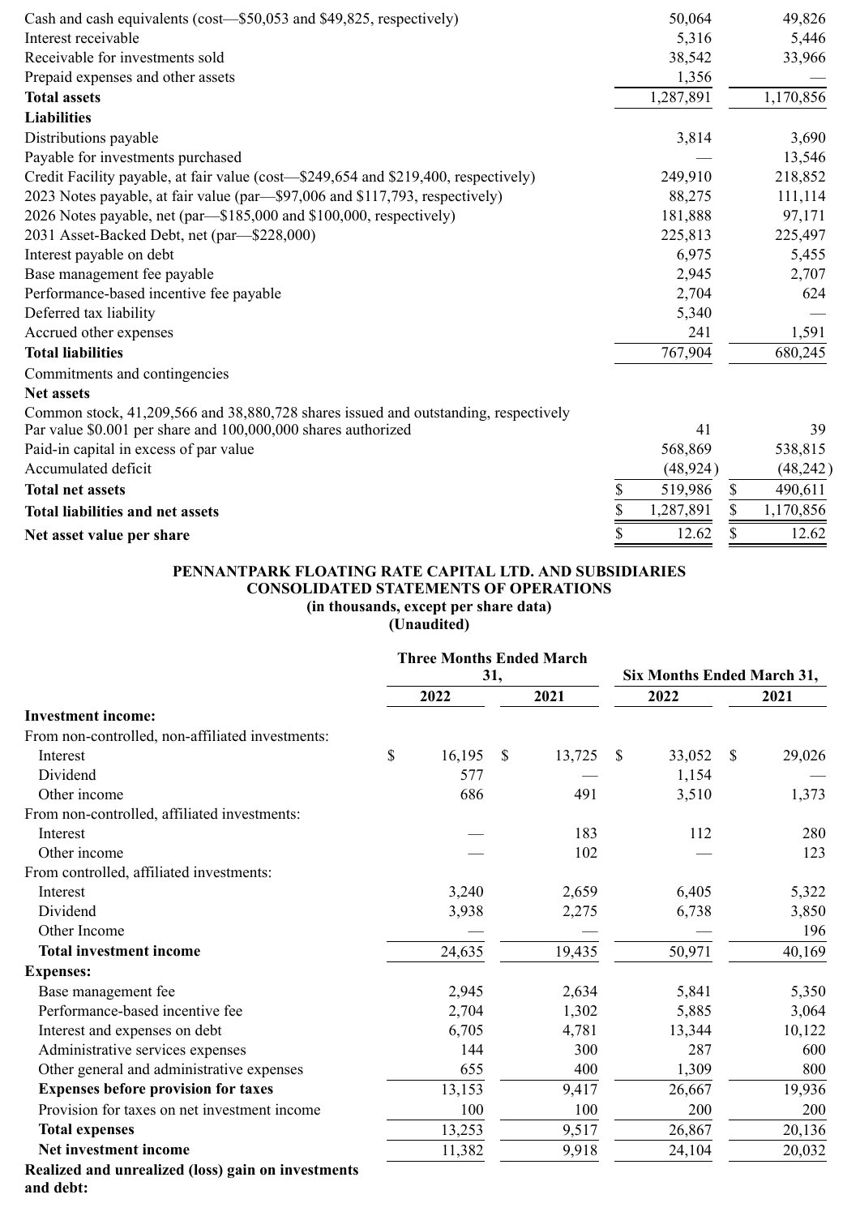| | | |
|---|---|---|
| Cash and cash equivalents (cost—$50,053 and $49,825, respectively) | 50,064 | 49,826 |
| Interest receivable | 5,316 | 5,446 |
| Receivable for investments sold | 38,542 | 33,966 |
| Prepaid expenses and other assets | 1,356 | — |
| **Total assets** | 1,287,891 | 1,170,856 |
| **Liabilities** | | |
| Distributions payable | 3,814 | 3,690 |
| Payable for investments purchased | — | 13,546 |
| Credit Facility payable, at fair value (cost—$249,654 and $219,400, respectively) | 249,910 | 218,852 |
| 2023 Notes payable, at fair value (par—$97,006 and $117,793, respectively) | 88,275 | 111,114 |
| 2026 Notes payable, net (par—$185,000 and $100,000, respectively) | 181,888 | 97,171 |
| 2031 Asset-Backed Debt, net (par—$228,000) | 225,813 | 225,497 |
| Interest payable on debt | 6,975 | 5,455 |
| Base management fee payable | 2,945 | 2,707 |
| Performance-based incentive fee payable | 2,704 | 624 |
| Deferred tax liability | 5,340 | — |
| Accrued other expenses | 241 | 1,591 |
| **Total liabilities** | 767,904 | 680,245 |
| Commitments and contingencies | | |
| **Net assets** | | |
| Common stock, 41,209,566 and 38,880,728 shares issued and outstanding, respectively Par value $0.001 per share and 100,000,000 shares authorized | 41 | 39 |
| Paid-in capital in excess of par value | 568,869 | 538,815 |
| Accumulated deficit | (48,924) | (48,242) |
| **Total net assets** | $ 519,986 | $ 490,611 |
| **Total liabilities and net assets** | $ 1,287,891 | $ 1,170,856 |
| **Net asset value per share** | $ 12.62 | $ 12.62 |

**PENNANTPARK FLOATING RATE CAPITAL LTD. AND SUBSIDIARIES**
**CONSOLIDATED STATEMENTS OF OPERATIONS**
**(in thousands, except per share data)**
**(Unaudited)**

| | Three Months Ended March 31, | | Six Months Ended March 31, | |
|---|---|---|---|---|
| | 2022 | 2021 | 2022 | 2021 |
| **Investment income:** | | | | |
| From non-controlled, non-affiliated investments: | | | | |
| Interest | $ 16,195 | $ 13,725 | $ 33,052 | $ 29,026 |
| Dividend | 577 | — | 1,154 | — |
| Other income | 686 | 491 | 3,510 | 1,373 |
| From non-controlled, affiliated investments: | | | | |
| Interest | — | 183 | 112 | 280 |
| Other income | — | 102 | — | 123 |
| From controlled, affiliated investments: | | | | |
| Interest | 3,240 | 2,659 | 6,405 | 5,322 |
| Dividend | 3,938 | 2,275 | 6,738 | 3,850 |
| Other Income | — | — | — | 196 |
| **Total investment income** | 24,635 | 19,435 | 50,971 | 40,169 |
| **Expenses:** | | | | |
| Base management fee | 2,945 | 2,634 | 5,841 | 5,350 |
| Performance-based incentive fee | 2,704 | 1,302 | 5,885 | 3,064 |
| Interest and expenses on debt | 6,705 | 4,781 | 13,344 | 10,122 |
| Administrative services expenses | 144 | 300 | 287 | 600 |
| Other general and administrative expenses | 655 | 400 | 1,309 | 800 |
| **Expenses before provision for taxes** | 13,153 | 9,417 | 26,667 | 19,936 |
| Provision for taxes on net investment income | 100 | 100 | 200 | 200 |
| **Total expenses** | 13,253 | 9,517 | 26,867 | 20,136 |
| **Net investment income** | 11,382 | 9,918 | 24,104 | 20,032 |
| **Realized and unrealized (loss) gain on investments and debt:** | | | | |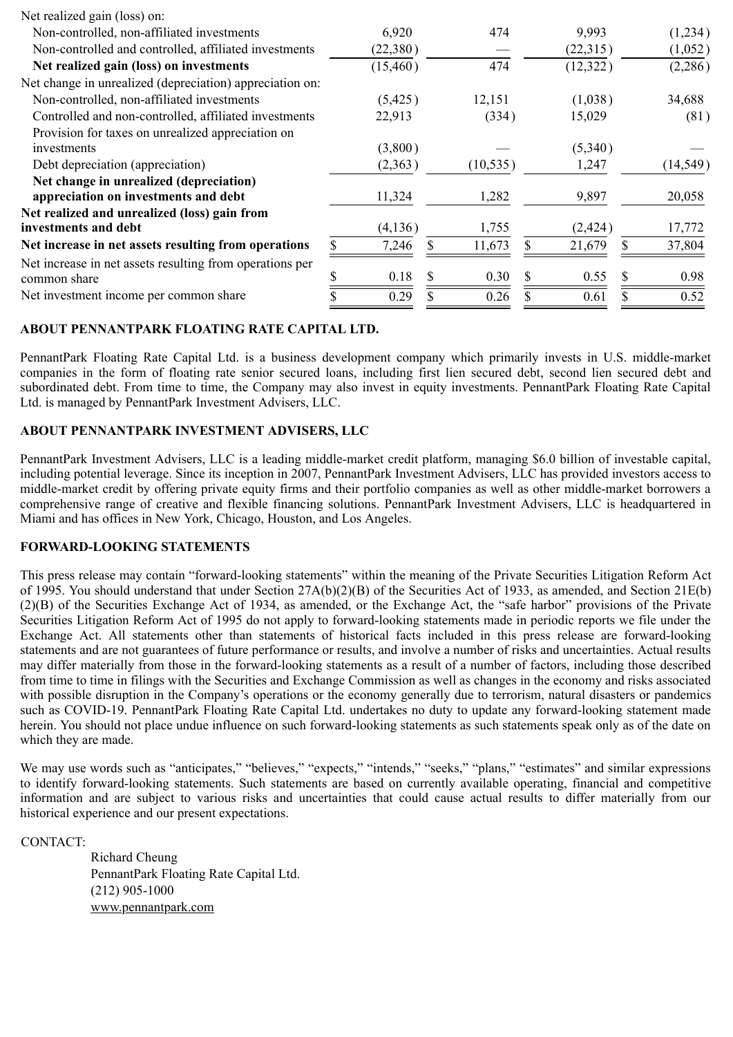| | | | | |
|---|---|---|---|---|
| Net realized gain (loss) on: | | | | |
| Non-controlled, non-affiliated investments | 6,920 | 474 | 9,993 | (1,234) |
| Non-controlled and controlled, affiliated investments | (22,380) | — | (22,315) | (1,052) |
| **Net realized gain (loss) on investments** | (15,460) | 474 | (12,322) | (2,286) |
| Net change in unrealized (depreciation) appreciation on: | | | | |
| Non-controlled, non-affiliated investments | (5,425) | 12,151 | (1,038) | 34,688 |
| Controlled and non-controlled, affiliated investments | 22,913 | (334) | 15,029 | (81) |
| Provision for taxes on unrealized appreciation on investments | (3,800) | — | (5,340) | — |
| Debt depreciation (appreciation) | (2,363) | (10,535) | 1,247 | (14,549) |
| **Net change in unrealized (depreciation) appreciation on investments and debt** | 11,324 | 1,282 | 9,897 | 20,058 |
| **Net realized and unrealized (loss) gain from investments and debt** | (4,136) | 1,755 | (2,424) | 17,772 |
| **Net increase in net assets resulting from operations** | $ 7,246 | $ 11,673 | $ 21,679 | $ 37,804 |
| Net increase in net assets resulting from operations per common share | $ 0.18 | $ 0.30 | $ 0.55 | $ 0.98 |
| Net investment income per common share | $ 0.29 | $ 0.26 | $ 0.61 | $ 0.52 |

**ABOUT PENNANTPARK FLOATING RATE CAPITAL LTD.**

PennantPark Floating Rate Capital Ltd. is a business development company which primarily invests in U.S. middle-market companies in the form of floating rate senior secured loans, including first lien secured debt, second lien secured debt and subordinated debt. From time to time, the Company may also invest in equity investments. PennantPark Floating Rate Capital Ltd. is managed by PennantPark Investment Advisers, LLC.

**ABOUT PENNANTPARK INVESTMENT ADVISERS, LLC**

PennantPark Investment Advisers, LLC is a leading middle-market credit platform, managing $6.0 billion of investable capital, including potential leverage. Since its inception in 2007, PennantPark Investment Advisers, LLC has provided investors access to middle-market credit by offering private equity firms and their portfolio companies as well as other middle-market borrowers a comprehensive range of creative and flexible financing solutions. PennantPark Investment Advisers, LLC is headquartered in Miami and has offices in New York, Chicago, Houston, and Los Angeles.

**FORWARD-LOOKING STATEMENTS**

This press release may contain "forward-looking statements" within the meaning of the Private Securities Litigation Reform Act of 1995. You should understand that under Section 27A(b)(2)(B) of the Securities Act of 1933, as amended, and Section 21E(b)(2)(B) of the Securities Exchange Act of 1934, as amended, or the Exchange Act, the "safe harbor" provisions of the Private Securities Litigation Reform Act of 1995 do not apply to forward-looking statements made in periodic reports we file under the Exchange Act. All statements other than statements of historical facts included in this press release are forward-looking statements and are not guarantees of future performance or results, and involve a number of risks and uncertainties. Actual results may differ materially from those in the forward-looking statements as a result of a number of factors, including those described from time to time in filings with the Securities and Exchange Commission as well as changes in the economy and risks associated with possible disruption in the Company's operations or the economy generally due to terrorism, natural disasters or pandemics such as COVID-19. PennantPark Floating Rate Capital Ltd. undertakes no duty to update any forward-looking statement made herein. You should not place undue influence on such forward-looking statements as such statements speak only as of the date on which they are made.

We may use words such as "anticipates," "believes," "expects," "intends," "seeks," "plans," "estimates" and similar expressions to identify forward-looking statements. Such statements are based on currently available operating, financial and competitive information and are subject to various risks and uncertainties that could cause actual results to differ materially from our historical experience and our present expectations.

CONTACT:

Richard Cheung
PennantPark Floating Rate Capital Ltd.
(212) 905-1000
www.pennantpark.com